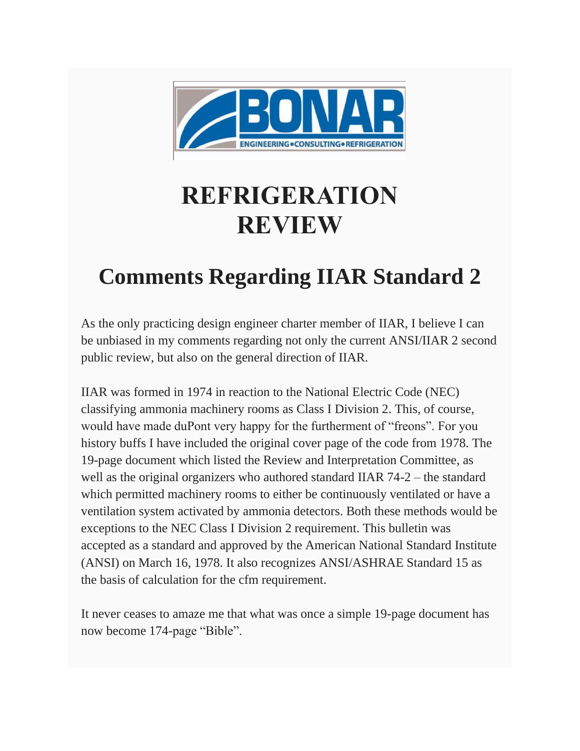# REFRIGERATION REVIEW

## Comments Regarding IIAR Standard 2

As the only practicing design engineer charter member of IIAR, I believe I can be unbiased in my comments regarding not only the current ANSI/IIAR 2 second public review, but also on the general direction of IIAR.

IIAR was formed in 1974 in reaction to the National Electric Code (NEC) classifying ammonia machinery rooms as Class I Division 2. This, of course, would have made duPont very happy for the furtherment of "freons". For you history buffs I have included the original cover page of the code from 1978. The 19-page document which listed the Review and Interpretation Committee, as well as the original organizers who authored standard IIAR 74-2 – the standard which permitted machinery rooms to either be continuously ventilated or have a ventilation system activated by ammonia detectors. Both these methods would be exceptions to the NEC Class I Division 2 requirement. This bulletin was accepted as a standard and approved by the American National Standard Institute (ANSI) on March 16, 1978. It also recognizes ANSI/ASHRAE Standard 15 as the basis of calculation for the cfm requirement.

It never ceases to amaze me that what was once a simple 19-page document has now become 174-page "Bible".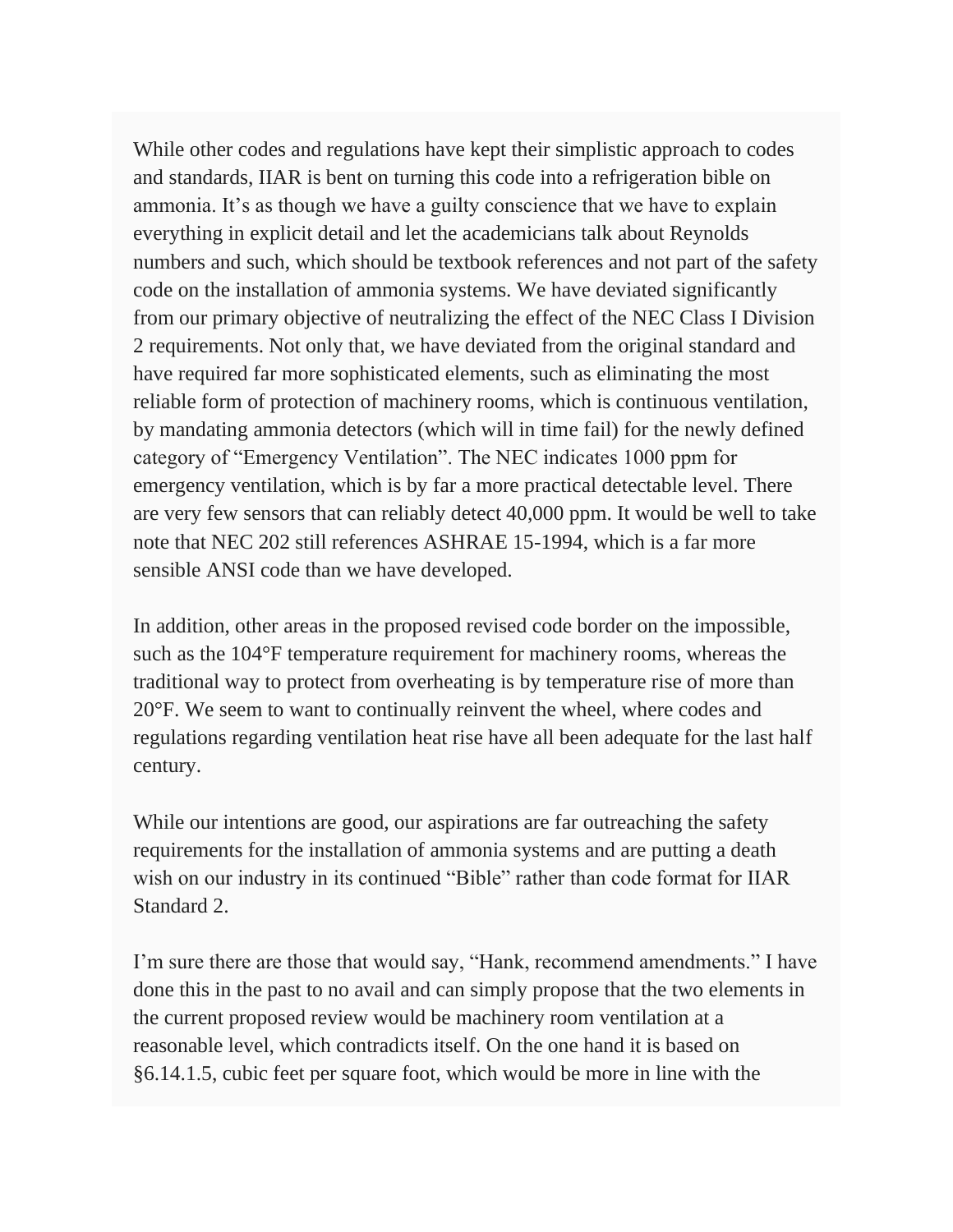While other codes and regulations have kept their simplistic approach to codes and standards, IIAR is bent on turning this code into a refrigeration bible on ammonia. It's as though we have a guilty conscience that we have to explain everything in explicit detail and let the academicians talk about Reynolds numbers and such, which should be textbook references and not part of the safety code on the installation of ammonia systems. We have deviated significantly from our primary objective of neutralizing the effect of the NEC Class I Division 2 requirements. Not only that, we have deviated from the original standard and have required far more sophisticated elements, such as eliminating the most reliable form of protection of machinery rooms, which is continuous ventilation, by mandating ammonia detectors (which will in time fail) for the newly defined category of "Emergency Ventilation". The NEC indicates 1000 ppm for emergency ventilation, which is by far a more practical detectable level. There are very few sensors that can reliably detect 40,000 ppm. It would be well to take note that NEC 202 still references ASHRAE 15-1994, which is a far more sensible ANSI code than we have developed.

In addition, other areas in the proposed revised code border on the impossible, such as the 104°F temperature requirement for machinery rooms, whereas the traditional way to protect from overheating is by temperature rise of more than 20°F. We seem to want to continually reinvent the wheel, where codes and regulations regarding ventilation heat rise have all been adequate for the last half century.

While our intentions are good, our aspirations are far outreaching the safety requirements for the installation of ammonia systems and are putting a death wish on our industry in its continued "Bible" rather than code format for IIAR Standard 2.

I'm sure there are those that would say, "Hank, recommend amendments." I have done this in the past to no avail and can simply propose that the two elements in the current proposed review would be machinery room ventilation at a reasonable level, which contradicts itself. On the one hand it is based on §6.14.1.5, cubic feet per square foot, which would be more in line with the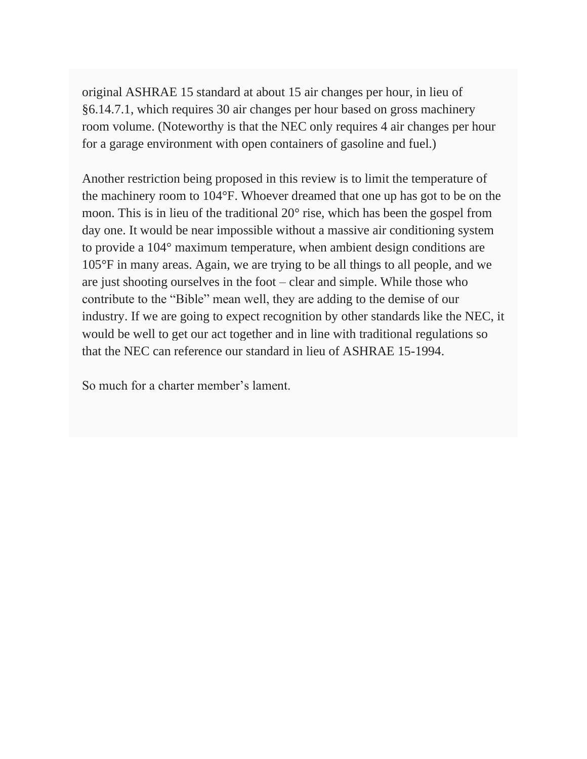original ASHRAE 15 standard at about 15 air changes per hour, in lieu of §6.14.7.1, which requires 30 air changes per hour based on gross machinery room volume. (Noteworthy is that the NEC only requires 4 air changes per hour for a garage environment with open containers of gasoline and fuel.)

Another restriction being proposed in this review is to limit the temperature of the machinery room to 104°F. Whoever dreamed that one up has got to be on the moon. This is in lieu of the traditional 20° rise, which has been the gospel from day one. It would be near impossible without a massive air conditioning system to provide a 104° maximum temperature, when ambient design conditions are 105°F in many areas. Again, we are trying to be all things to all people, and we are just shooting ourselves in the foot – clear and simple. While those who contribute to the "Bible" mean well, they are adding to the demise of our industry. If we are going to expect recognition by other standards like the NEC, it would be well to get our act together and in line with traditional regulations so that the NEC can reference our standard in lieu of ASHRAE 15-1994.

So much for a charter member's lament.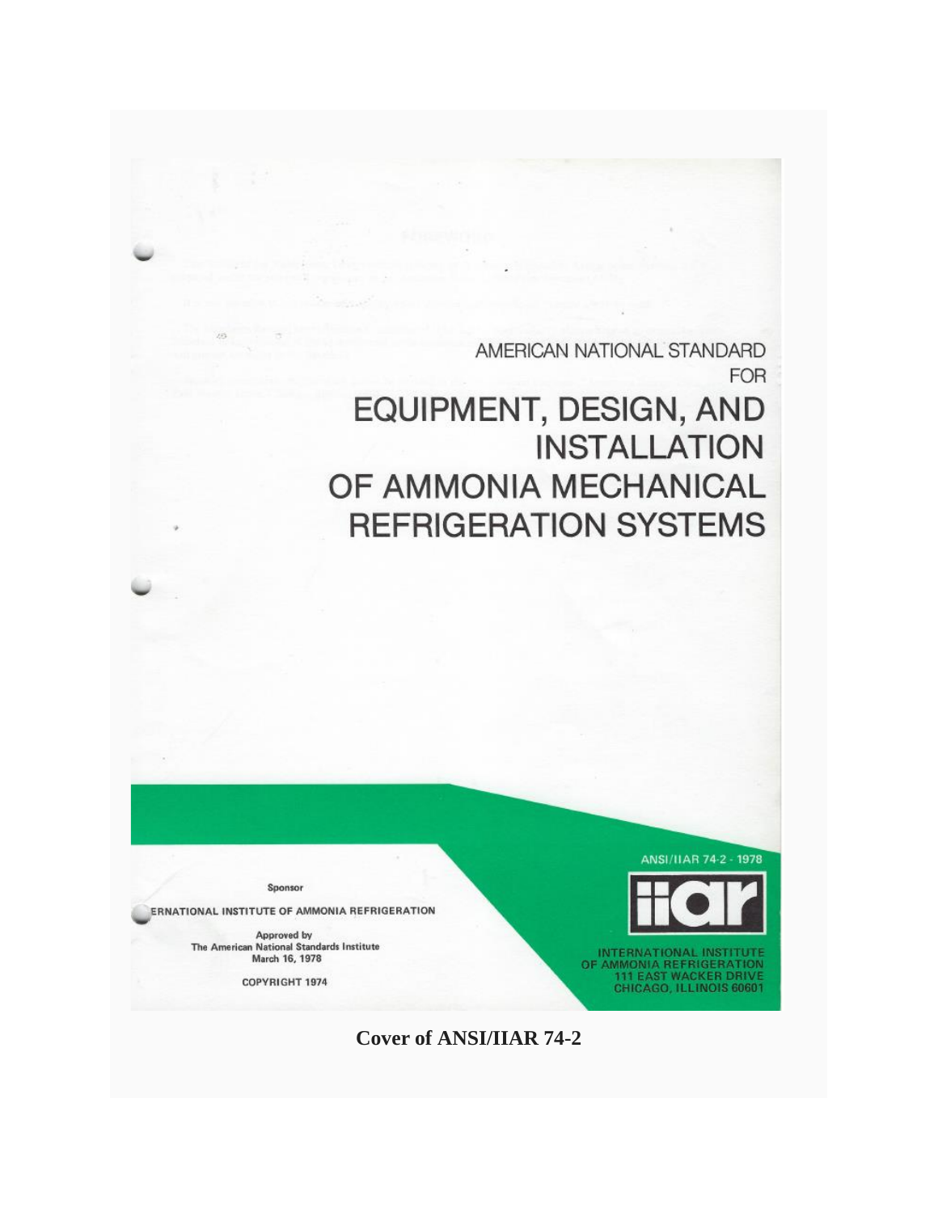AMERICAN NATIONAL STANDARD
FOR

# EQUIPMENT, DESIGN, AND INSTALLATION OF AMMONIA MECHANICAL REFRIGERATION SYSTEMS

ANSI/IIAR 74-2 - 1978

Sponsor

ERNATIONAL INSTITUTE OF AMMONIA REFRIGERATION

Approved by
The American National Standards Institute
March 16, 1978

COPYRIGHT 1974

iiar

INTERNATIONAL INSTITUTE
OF AMMONIA REFRIGERATION
111 EAST WACKER DRIVE
CHICAGO, ILLINOIS 60601

**Cover of ANSI/IIAR 74-2**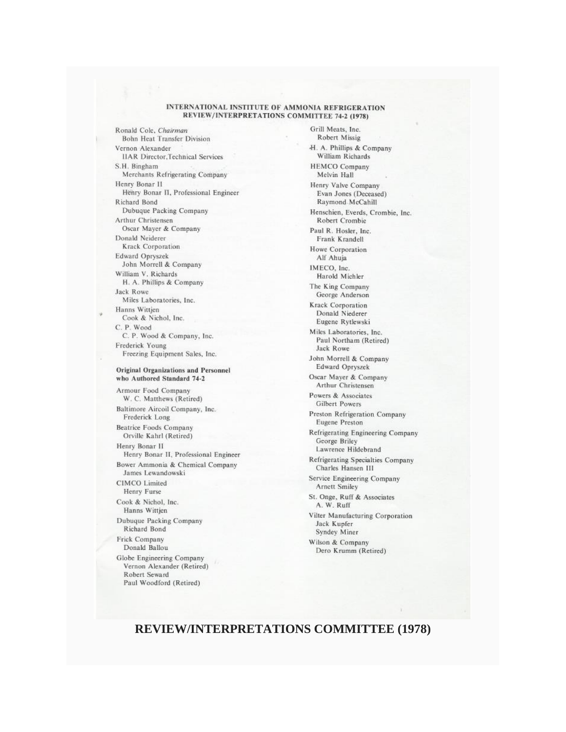# INTERNATIONAL INSTITUTE OF AMMONIA REFRIGERATION
## REVIEW/INTERPRETATIONS COMMITTEE 74-2 (1978)

Ronald Cole, *Chairman*
  Bohn Heat Transfer Division

Vernon Alexander
  IIAR Director, Technical Services

S.H. Bingham
  Merchants Refrigerating Company

Henry Bonar II
  Henry Bonar II, Professional Engineer

Richard Bond
  Dubuque Packing Company

Arthur Christensen
  Oscar Mayer & Company

Donald Neiderer
  Krack Corporation

Edward Opryszek
  John Morrell & Company

William V. Richards
  H. A. Phillips & Company

Jack Rowe
  Miles Laboratories, Inc.

Hanns Wittjen
  Cook & Nichol, Inc.

C. P. Wood
  C. P. Wood & Company, Inc.

Frederick Young
  Freezing Equipment Sales, Inc.

**Original Organizations and Personnel who Authored Standard 74-2**

Armour Food Company
  W. C. Matthews (Retired)

Baltimore Aircoil Company, Inc.
  Frederick Long

Beatrice Foods Company
  Orville Kahrl (Retired)

Henry Bonar II
  Henry Bonar II, Professional Engineer

Bower Ammonia & Chemical Company
  James Lewandowski

CIMCO Limited
  Henry Furse

Cook & Nichol, Inc.
  Hanns Wittjen

Dubuque Packing Company
  Richard Bond

Frick Company
  Donald Ballou

Globe Engineering Company
  Vernon Alexander (Retired)
  Robert Seward
  Paul Woodford (Retired)

Grill Meats, Inc.
  Robert Missig

H. A. Phillips & Company
  William Richards

HEMCO Company
  Melvin Hall

Henry Valve Company
  Evan Jones (Deceased)
  Raymond McCahill

Henschien, Everds, Crombie, Inc.
  Robert Crombie

Paul R. Hosler, Inc.
  Frank Krandell

Howe Corporation
  Alf Ahuja

IMECO, Inc.
  Harold Michler

The King Company
  George Anderson

Krack Corporation
  Donald Niederer
  Eugene Rytlewski

Miles Laboratories, Inc.
  Paul Northam (Retired)
  Jack Rowe

John Morrell & Company
  Edward Opryszek

Oscar Mayer & Company
  Arthur Christensen

Powers & Associates
  Gilbert Powers

Preston Refrigeration Company
  Eugene Preston

Refrigerating Engineering Company
  George Briley
  Lawrence Hildebrand

Refrigerating Specialties Company
  Charles Hansen III

Service Engineering Company
  Arnett Smiley

St. Onge, Ruff & Associates
  A. W. Ruff

Vilter Manufacturing Corporation
  Jack Kupfer
  Syndey Miner

Wilson & Company
  Dero Krumm (Retired)

**REVIEW/INTERPRETATIONS COMMITTEE (1978)**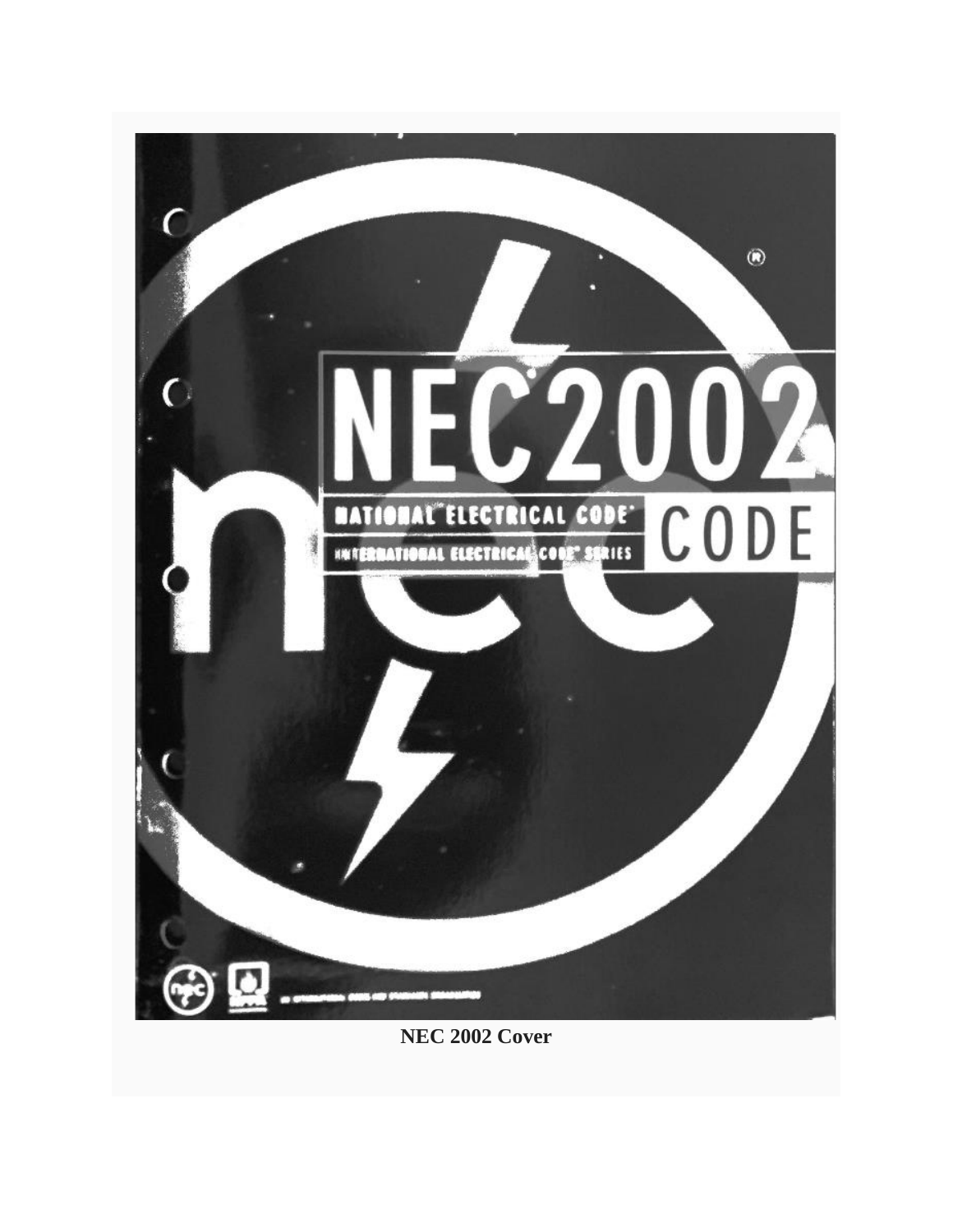NEC2002

NATIONAL ELECTRICAL CODE®

INTERNATIONAL ELECTRICAL CODE® SERIES

CODE

**NEC 2002 Cover**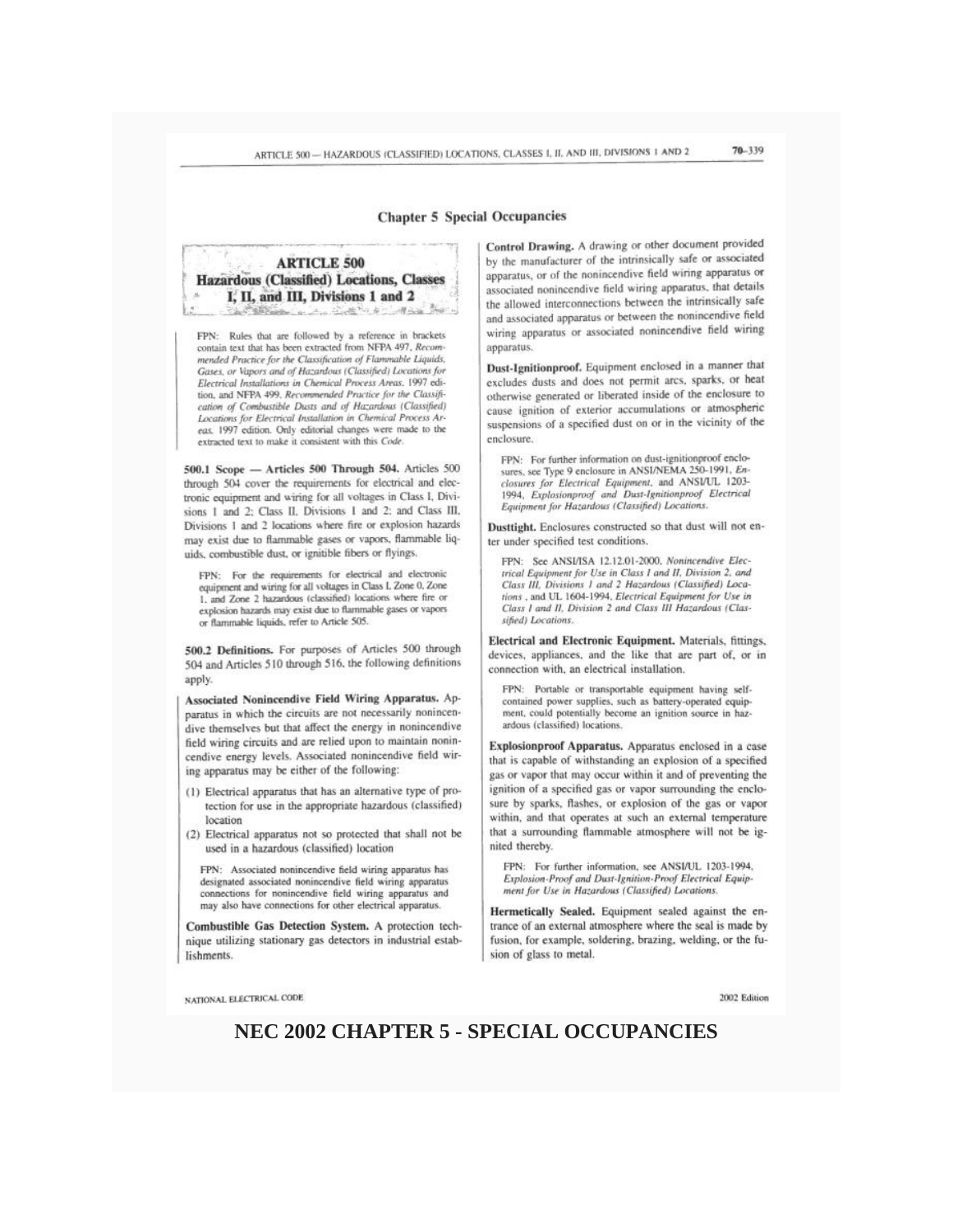## Chapter 5 Special Occupancies

# ARTICLE 500 Hazardous (Classified) Locations, Classes I, II, and III, Divisions 1 and 2

FPN: Rules that are followed by a reference in brackets contain text that has been extracted from NFPA 497, *Recommended Practice for the Classification of Flammable Liquids, Gases, or Vapors and of Hazardous (Classified) Locations for Electrical Installations in Chemical Process Areas*, 1997 edition, and NFPA 499, *Recommended Practice for the Classification of Combustible Dusts and of Hazardous (Classified) Locations for Electrical Installation in Chemical Process Areas*, 1997 edition. Only editorial changes were made to the extracted text to make it consistent with this *Code*.

**500.1 Scope — Articles 500 Through 504.** Articles 500 through 504 cover the requirements for electrical and electronic equipment and wiring for all voltages in Class I, Divisions 1 and 2; Class II, Divisions 1 and 2; and Class III, Divisions 1 and 2 locations where fire or explosion hazards may exist due to flammable gases or vapors, flammable liquids, combustible dust, or ignitible fibers or flyings.

FPN: For the requirements for electrical and electronic equipment and wiring for all voltages in Class I, Zone 0, Zone 1, and Zone 2 hazardous (classified) locations where fire or explosion hazards may exist due to flammable gases or vapors or flammable liquids, refer to Article 505.

**500.2 Definitions.** For purposes of Articles 500 through 504 and Articles 510 through 516, the following definitions apply.

**Associated Nonincendive Field Wiring Apparatus.** Apparatus in which the circuits are not necessarily nonincendive themselves but that affect the energy in nonincendive field wiring circuits and are relied upon to maintain nonincendive energy levels. Associated nonincendive field wiring apparatus may be either of the following:

(1) Electrical apparatus that has an alternative type of protection for use in the appropriate hazardous (classified) location
(2) Electrical apparatus not so protected that shall not be used in a hazardous (classified) location

FPN: Associated nonincendive field wiring apparatus has designated associated nonincendive field wiring apparatus connections for nonincendive field wiring apparatus and may also have connections for other electrical apparatus.

**Combustible Gas Detection System.** A protection technique utilizing stationary gas detectors in industrial establishments.

**Control Drawing.** A drawing or other document provided by the manufacturer of the intrinsically safe or associated apparatus, or of the nonincendive field wiring apparatus or associated nonincendive field wiring apparatus, that details the allowed interconnections between the intrinsically safe and associated apparatus or between the nonincendive field wiring apparatus or associated nonincendive field wiring apparatus.

**Dust-Ignitionproof.** Equipment enclosed in a manner that excludes dusts and does not permit arcs, sparks, or heat otherwise generated or liberated inside of the enclosure to cause ignition of exterior accumulations or atmospheric suspensions of a specified dust on or in the vicinity of the enclosure.

FPN: For further information on dust-ignitionproof enclosures, see Type 9 enclosure in ANSI/NEMA 250-1991, *Enclosures for Electrical Equipment*, and ANSI/UL 1203-1994, *Explosionproof and Dust-Ignitionproof Electrical Equipment for Hazardous (Classified) Locations*.

**Dusttight.** Enclosures constructed so that dust will not enter under specified test conditions.

FPN: See ANSI/ISA 12.12.01-2000, *Nonincendive Electrical Equipment for Use in Class I and II, Division 2, and Class III, Divisions 1 and 2 Hazardous (Classified) Locations*, and UL 1604-1994, *Electrical Equipment for Use in Class I and II, Division 2 and Class III Hazardous (Classified) Locations*.

**Electrical and Electronic Equipment.** Materials, fittings, devices, appliances, and the like that are part of, or in connection with, an electrical installation.

FPN: Portable or transportable equipment having self-contained power supplies, such as battery-operated equipment, could potentially become an ignition source in hazardous (classified) locations.

**Explosionproof Apparatus.** Apparatus enclosed in a case that is capable of withstanding an explosion of a specified gas or vapor that may occur within it and of preventing the ignition of a specified gas or vapor surrounding the enclosure by sparks, flashes, or explosion of the gas or vapor within, and that operates at such an external temperature that a surrounding flammable atmosphere will not be ignited thereby.

FPN: For further information, see ANSI/UL 1203-1994, *Explosion-Proof and Dust-Ignition-Proof Electrical Equipment for Use in Hazardous (Classified) Locations*.

**Hermetically Sealed.** Equipment sealed against the entrance of an external atmosphere where the seal is made by fusion, for example, soldering, brazing, welding, or the fusion of glass to metal.

**NEC 2002 CHAPTER 5 - SPECIAL OCCUPANCIES**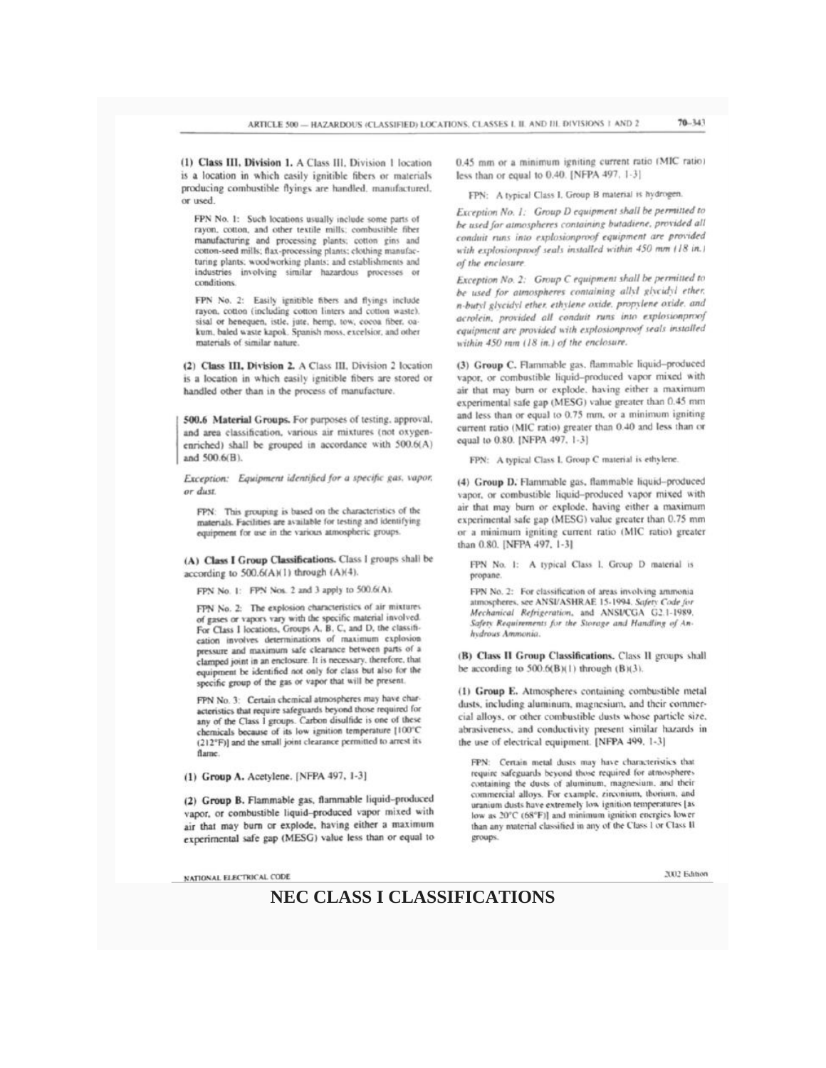(1) **Class III, Division 1.** A Class III, Division 1 location is a location in which easily ignitible fibers or materials producing combustible flyings are handled, manufactured, or used.

FPN No. 1: Such locations usually include some parts of rayon, cotton, and other textile mills; combustible fiber manufacturing and processing plants; cotton gins and cotton-seed mills; flax-processing plants; clothing manufacturing plants; woodworking plants; and establishments and industries involving similar hazardous processes or conditions.

FPN No. 2: Easily ignitible fibers and flyings include rayon, cotton (including cotton linters and cotton waste), sisal or henequen, istle, jute, hemp, tow, cocoa fiber, oakum, baled waste kapok, Spanish moss, excelsior, and other materials of similar nature.

(2) **Class III, Division 2.** A Class III, Division 2 location is a location in which easily ignitible fibers are stored or handled other than in the process of manufacture.

**500.6 Material Groups.** For purposes of testing, approval, and area classification, various air mixtures (not oxygen-enriched) shall be grouped in accordance with 500.6(A) and 500.6(B).

*Exception: Equipment identified for a specific gas, vapor, or dust.*

FPN: This grouping is based on the characteristics of the materials. Facilities are available for testing and identifying equipment for use in the various atmospheric groups.

**(A) Class I Group Classifications.** Class I groups shall be according to 500.6(A)(1) through (A)(4).

FPN No. 1: FPN Nos. 2 and 3 apply to 500.6(A).

FPN No. 2: The explosion characteristics of air mixtures of gases or vapors vary with the specific material involved. For Class I locations, Groups A, B, C, and D, the classification involves determinations of maximum explosion pressure and maximum safe clearance between parts of a clamped joint in an enclosure. It is necessary, therefore, that equipment be identified not only for class but also for the specific group of the gas or vapor that will be present.

FPN No. 3: Certain chemical atmospheres may have characteristics that require safeguards beyond those required for any of the Class I groups. Carbon disulfide is one of these chemicals because of its low ignition temperature [100°C (212°F)] and the small joint clearance permitted to arrest its flame.

(1) **Group A.** Acetylene. [NFPA 497, 1-3]

(2) **Group B.** Flammable gas, flammable liquid–produced vapor, or combustible liquid–produced vapor mixed with air that may burn or explode, having either a maximum experimental safe gap (MESG) value less than or equal to 0.45 mm or a minimum igniting current ratio (MIC ratio) less than or equal to 0.40. [NFPA 497, 1-3]

FPN: A typical Class I, Group B material is hydrogen.

*Exception No. 1: Group D equipment shall be permitted to be used for atmospheres containing butadiene, provided all conduit runs into explosionproof equipment are provided with explosionproof seals installed within 450 mm (18 in.) of the enclosure.*

*Exception No. 2: Group C equipment shall be permitted to be used for atmospheres containing allyl glycidyl ether, n-butyl glycidyl ether, ethylene oxide, propylene oxide, and acrolein, provided all conduit runs into explosionproof equipment are provided with explosionproof seals installed within 450 mm (18 in.) of the enclosure.*

(3) **Group C.** Flammable gas, flammable liquid–produced vapor, or combustible liquid–produced vapor mixed with air that may burn or explode, having either a maximum experimental safe gap (MESG) value greater than 0.45 mm and less than or equal to 0.75 mm, or a minimum igniting current ratio (MIC ratio) greater than 0.40 and less than or equal to 0.80. [NFPA 497, 1-3]

FPN: A typical Class I, Group C material is ethylene.

(4) **Group D.** Flammable gas, flammable liquid–produced vapor, or combustible liquid–produced vapor mixed with air that may burn or explode, having either a maximum experimental safe gap (MESG) value greater than 0.75 mm or a minimum igniting current ratio (MIC ratio) greater than 0.80. [NFPA 497, 1-3]

FPN No. 1: A typical Class I, Group D material is propane.

FPN No. 2: For classification of areas involving ammonia atmospheres, see ANSI/ASHRAE 15-1994, *Safety Code for Mechanical Refrigeration*, and ANSI/CGA G2.1-1989, *Safety Requirements for the Storage and Handling of Anhydrous Ammonia*.

**(B) Class II Group Classifications.** Class II groups shall be according to 500.6(B)(1) through (B)(3).

(1) **Group E.** Atmospheres containing combustible metal dusts, including aluminum, magnesium, and their commercial alloys, or other combustible dusts whose particle size, abrasiveness, and conductivity present similar hazards in the use of electrical equipment. [NFPA 499, 1-3]

FPN: Certain metal dusts may have characteristics that require safeguards beyond those required for atmospheres containing the dusts of aluminum, magnesium, and their commercial alloys. For example, zirconium, thorium, and uranium dusts have extremely low ignition temperatures [as low as 20°C (68°F)] and minimum ignition energies lower than any material classified in any of the Class I or Class II groups.

## NEC CLASS I CLASSIFICATIONS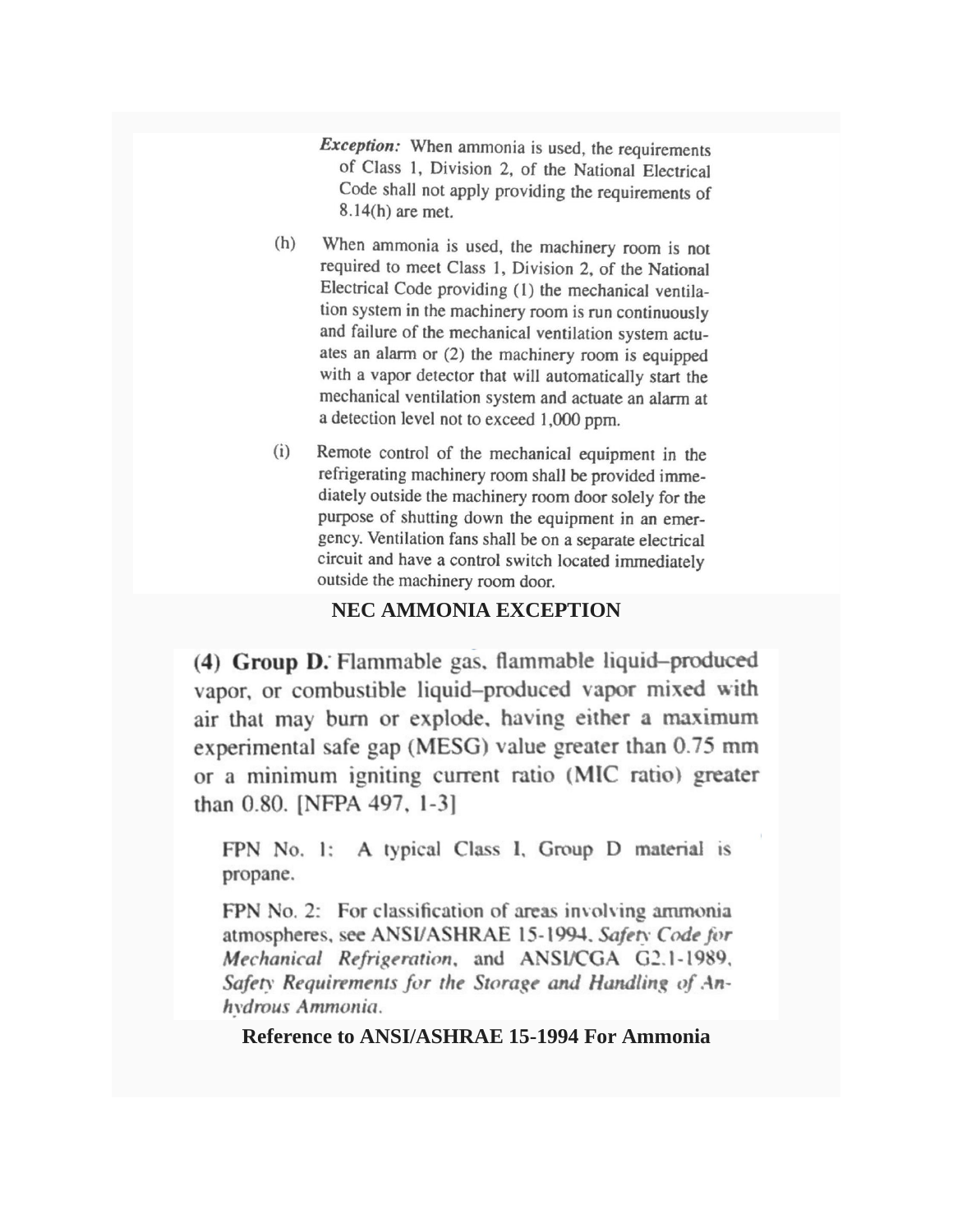*Exception:* When ammonia is used, the requirements of Class 1, Division 2, of the National Electrical Code shall not apply providing the requirements of 8.14(h) are met.

(h) When ammonia is used, the machinery room is not required to meet Class 1, Division 2, of the National Electrical Code providing (1) the mechanical ventilation system in the machinery room is run continuously and failure of the mechanical ventilation system actuates an alarm or (2) the machinery room is equipped with a vapor detector that will automatically start the mechanical ventilation system and actuate an alarm at a detection level not to exceed 1,000 ppm.

(i) Remote control of the mechanical equipment in the refrigerating machinery room shall be provided immediately outside the machinery room door solely for the purpose of shutting down the equipment in an emergency. Ventilation fans shall be on a separate electrical circuit and have a control switch located immediately outside the machinery room door.

**NEC AMMONIA EXCEPTION**

**(4) Group D.** Flammable gas, flammable liquid–produced vapor, or combustible liquid–produced vapor mixed with air that may burn or explode, having either a maximum experimental safe gap (MESG) value greater than 0.75 mm or a minimum igniting current ratio (MIC ratio) greater than 0.80. [NFPA 497, 1-3]

FPN No. 1: A typical Class I, Group D material is propane.

FPN No. 2: For classification of areas involving ammonia atmospheres, see ANSI/ASHRAE 15-1994, *Safety Code for Mechanical Refrigeration*, and ANSI/CGA G2.1-1989, *Safety Requirements for the Storage and Handling of Anhydrous Ammonia*.

**Reference to ANSI/ASHRAE 15-1994 For Ammonia**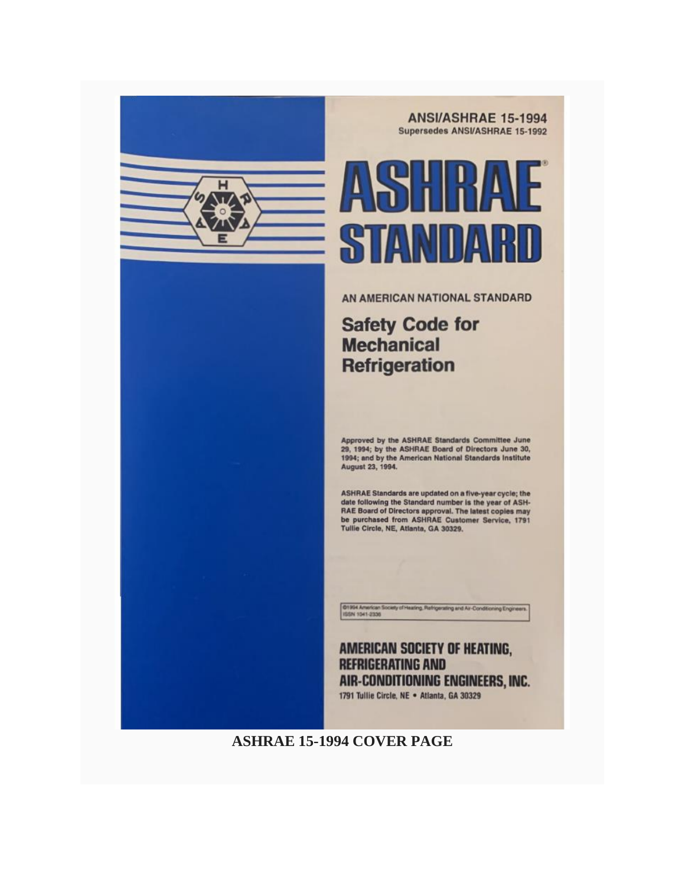**ANSI/ASHRAE 15-1994**
**Supersedes ANSI/ASHRAE 15-1992**

# ASHRAE STANDARD

AN AMERICAN NATIONAL STANDARD

## Safety Code for Mechanical Refrigeration

Approved by the ASHRAE Standards Committee June 29, 1994; by the ASHRAE Board of Directors June 30, 1994; and by the American National Standards Institute August 23, 1994.

ASHRAE Standards are updated on a five-year cycle; the date following the Standard number is the year of ASHRAE Board of Directors approval. The latest copies may be purchased from ASHRAE Customer Service, 1791 Tullie Circle, NE, Atlanta, GA 30329.

©1994 American Society of Heating, Refrigerating and Air-Conditioning Engineers. ISSN 1041-2336

**AMERICAN SOCIETY OF HEATING, REFRIGERATING AND AIR-CONDITIONING ENGINEERS, INC.**
1791 Tullie Circle, NE • Atlanta, GA 30329

**ASHRAE 15-1994 COVER PAGE**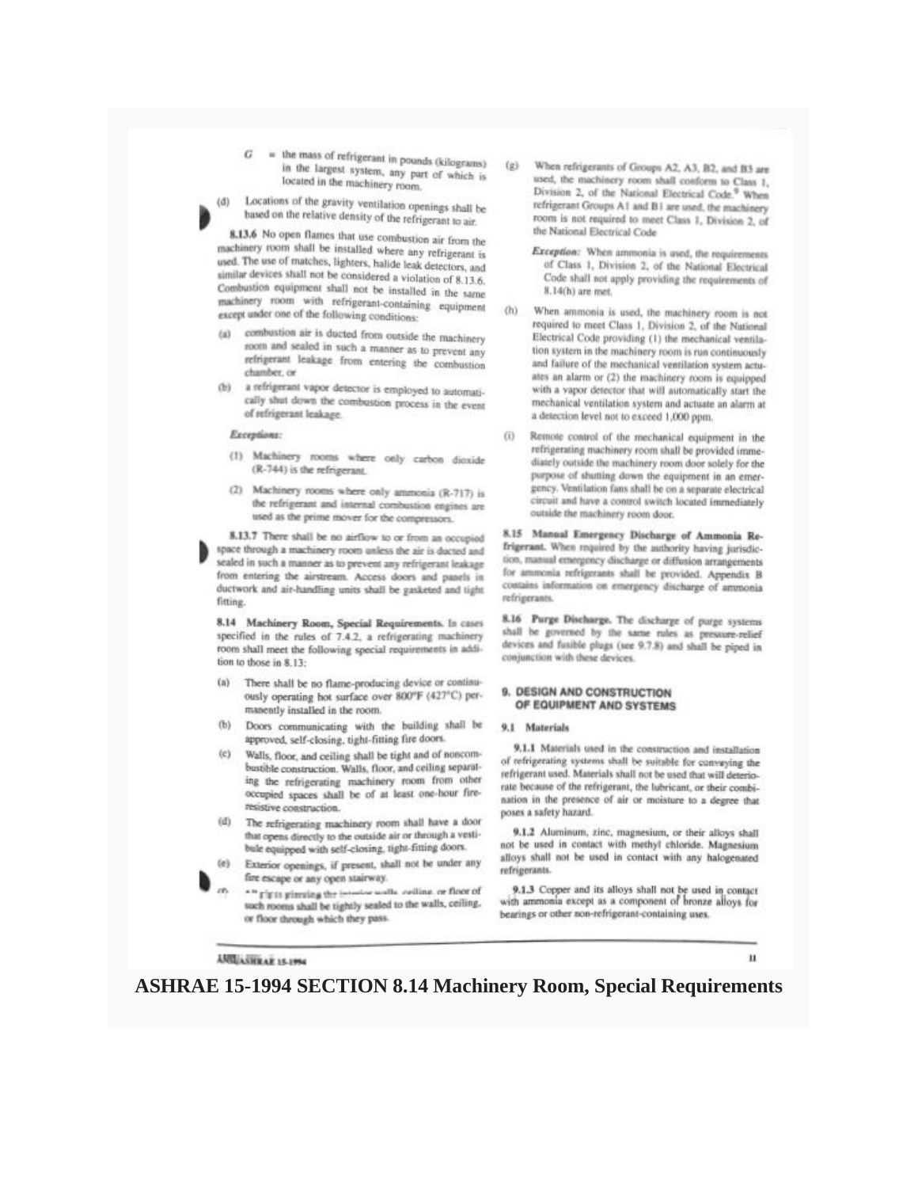$G$ = the mass of refrigerant in pounds (kilograms) in the largest system, any part of which is located in the machinery room.

(d) Locations of the gravity ventilation openings shall be based on the relative density of the refrigerant to air.

**8.13.6** No open flames that use combustion air from the machinery room shall be installed where any refrigerant is used. The use of matches, lighters, halide leak detectors, and similar devices shall not be considered a violation of 8.13.6. Combustion equipment shall not be installed in the same machinery room with refrigerant-containing equipment except under one of the following conditions:

(a) combustion air is ducted from outside the machinery room and sealed in such a manner as to prevent any refrigerant leakage from entering the combustion chamber, or

(b) a refrigerant vapor detector is employed to automatically shut down the combustion process in the event of refrigerant leakage.

*Exceptions:*

(1) Machinery rooms where only carbon dioxide (R-744) is the refrigerant.

(2) Machinery rooms where only ammonia (R-717) is the refrigerant and internal combustion engines are used as the prime mover for the compressors.

**8.13.7** There shall be no airflow to or from an occupied space through a machinery room unless the air is ducted and sealed in such a manner as to prevent any refrigerant leakage from entering the airstream. Access doors and panels in ductwork and air-handling units shall be gasketed and tight fitting.

**8.14 Machinery Room, Special Requirements.** In cases specified in the rules of 7.4.2, a refrigerating machinery room shall meet the following special requirements in addition to those in 8.13:

(a) There shall be no flame-producing device or continuously operating hot surface over 800°F (427°C) permanently installed in the room.

(b) Doors communicating with the building shall be approved, self-closing, tight-fitting fire doors.

(c) Walls, floor, and ceiling shall be tight and of noncombustible construction. Walls, floor, and ceiling separating the refrigerating machinery room from other occupied spaces shall be of at least one-hour fire-resistive construction.

(d) The refrigerating machinery room shall have a door that opens directly to the outside air or through a vestibule equipped with self-closing, tight-fitting doors.

(e) Exterior openings, if present, shall not be under any fire escape or any open stairway.

(f) All pipes piercing the interior walls, ceiling, or floor of such rooms shall be tightly sealed to the walls, ceiling, or floor through which they pass.

(g) When refrigerants of Groups A2, A3, B2, and B3 are used, the machinery room shall conform to Class 1, Division 2, of the National Electrical Code.[9] When refrigerant Groups A1 and B1 are used, the machinery room is not required to meet Class 1, Division 2, of the National Electrical Code

*Exception:* When ammonia is used, the requirements of Class 1, Division 2, of the National Electrical Code shall not apply providing the requirements of 8.14(h) are met.

(h) When ammonia is used, the machinery room is not required to meet Class 1, Division 2, of the National Electrical Code providing (1) the mechanical ventilation system in the machinery room is run continuously and failure of the mechanical ventilation system actuates an alarm or (2) the machinery room is equipped with a vapor detector that will automatically start the mechanical ventilation system and actuate an alarm at a detection level not to exceed 1,000 ppm.

(i) Remote control of the mechanical equipment in the refrigerating machinery room shall be provided immediately outside the machinery room door solely for the purpose of shutting down the equipment in an emergency. Ventilation fans shall be on a separate electrical circuit and have a control switch located immediately outside the machinery room door.

**8.15 Manual Emergency Discharge of Ammonia Refrigerant.** When required by the authority having jurisdiction, manual emergency discharge or diffusion arrangements for ammonia refrigerants shall be provided. Appendix B contains information on emergency discharge of ammonia refrigerants.

**8.16 Purge Discharge.** The discharge of purge systems shall be governed by the same rules as pressure-relief devices and fusible plugs (see 9.7.8) and shall be piped in conjunction with these devices.

## 9. DESIGN AND CONSTRUCTION OF EQUIPMENT AND SYSTEMS

### 9.1 Materials

**9.1.1** Materials used in the construction and installation of refrigerating systems shall be suitable for conveying the refrigerant used. Materials shall not be used that will deteriorate because of the refrigerant, the lubricant, or their combination in the presence of air or moisture to a degree that poses a safety hazard.

**9.1.2** Aluminum, zinc, magnesium, or their alloys shall not be used in contact with methyl chloride. Magnesium alloys shall not be used in contact with any halogenated refrigerants.

**9.1.3** Copper and its alloys shall not be used in contact with ammonia except as a component of bronze alloys for bearings or other non-refrigerant-containing uses.

**ASHRAE 15-1994 SECTION 8.14 Machinery Room, Special Requirements**